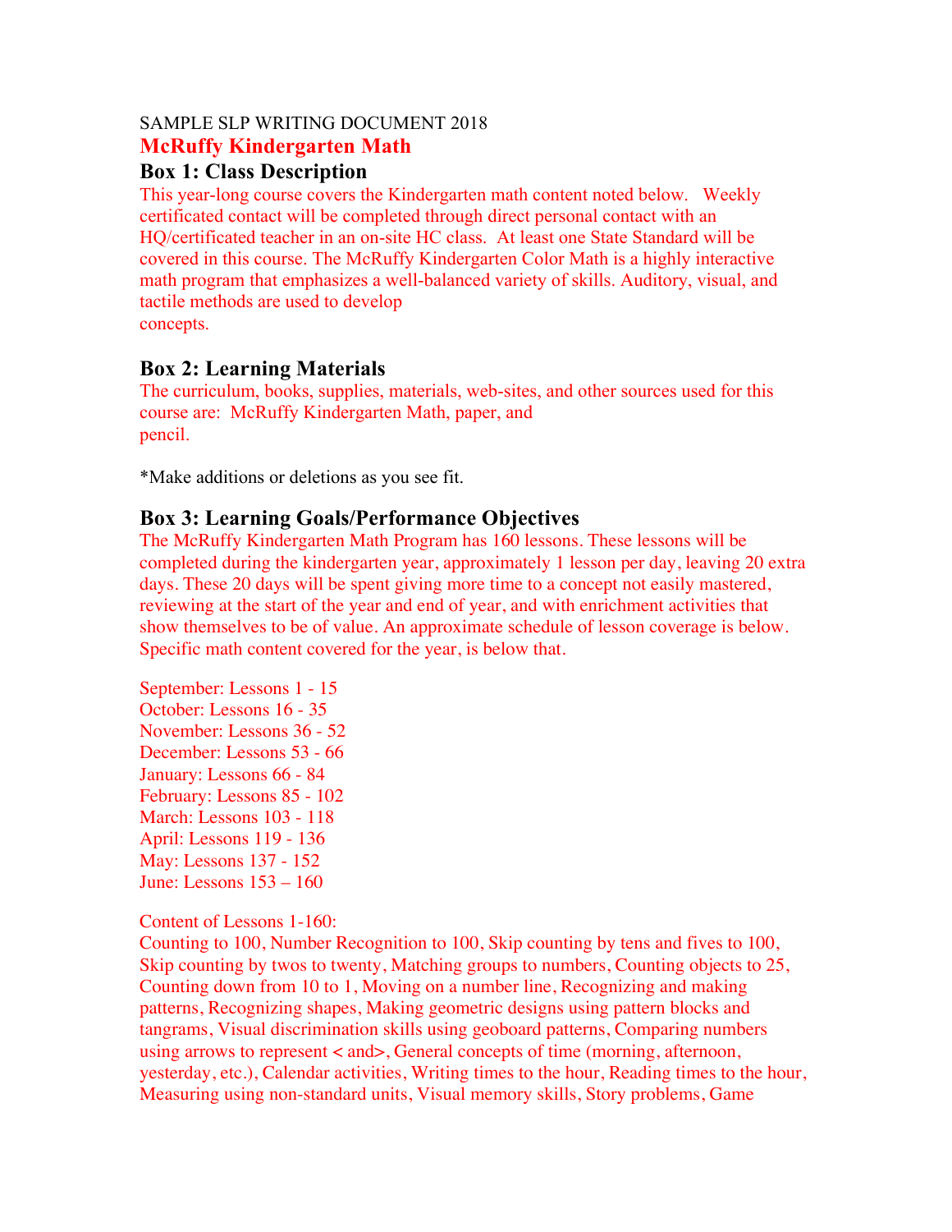SAMPLE SLP WRITING DOCUMENT 2018

# McRuffy Kindergarten Math

## Box 1: Class Description

This year-long course covers the Kindergarten math content noted below. Weekly certificated contact will be completed through direct personal contact with an HQ/certificated teacher in an on-site HC class. At least one State Standard will be covered in this course. The McRuffy Kindergarten Color Math is a highly interactive math program that emphasizes a well-balanced variety of skills. Auditory, visual, and tactile methods are used to develop concepts.

## Box 2: Learning Materials

The curriculum, books, supplies, materials, web-sites, and other sources used for this course are: McRuffy Kindergarten Math, paper, and pencil.

*Make additions or deletions as you see fit.

## Box 3: Learning Goals/Performance Objectives

The McRuffy Kindergarten Math Program has 160 lessons. These lessons will be completed during the kindergarten year, approximately 1 lesson per day, leaving 20 extra days. These 20 days will be spent giving more time to a concept not easily mastered, reviewing at the start of the year and end of year, and with enrichment activities that show themselves to be of value. An approximate schedule of lesson coverage is below. Specific math content covered for the year, is below that.

September: Lessons 1 - 15
October: Lessons 16 - 35
November: Lessons 36 - 52
December: Lessons 53 - 66
January: Lessons 66 - 84
February: Lessons 85 - 102
March: Lessons 103 - 118
April: Lessons 119 - 136
May: Lessons 137 - 152
June: Lessons 153 – 160

Content of Lessons 1-160:
Counting to 100, Number Recognition to 100, Skip counting by tens and fives to 100, Skip counting by twos to twenty, Matching groups to numbers, Counting objects to 25, Counting down from 10 to 1, Moving on a number line, Recognizing and making patterns, Recognizing shapes, Making geometric designs using pattern blocks and tangrams, Visual discrimination skills using geoboard patterns, Comparing numbers using arrows to represent < and>, General concepts of time (morning, afternoon, yesterday, etc.), Calendar activities, Writing times to the hour, Reading times to the hour, Measuring using non-standard units, Visual memory skills, Story problems, Game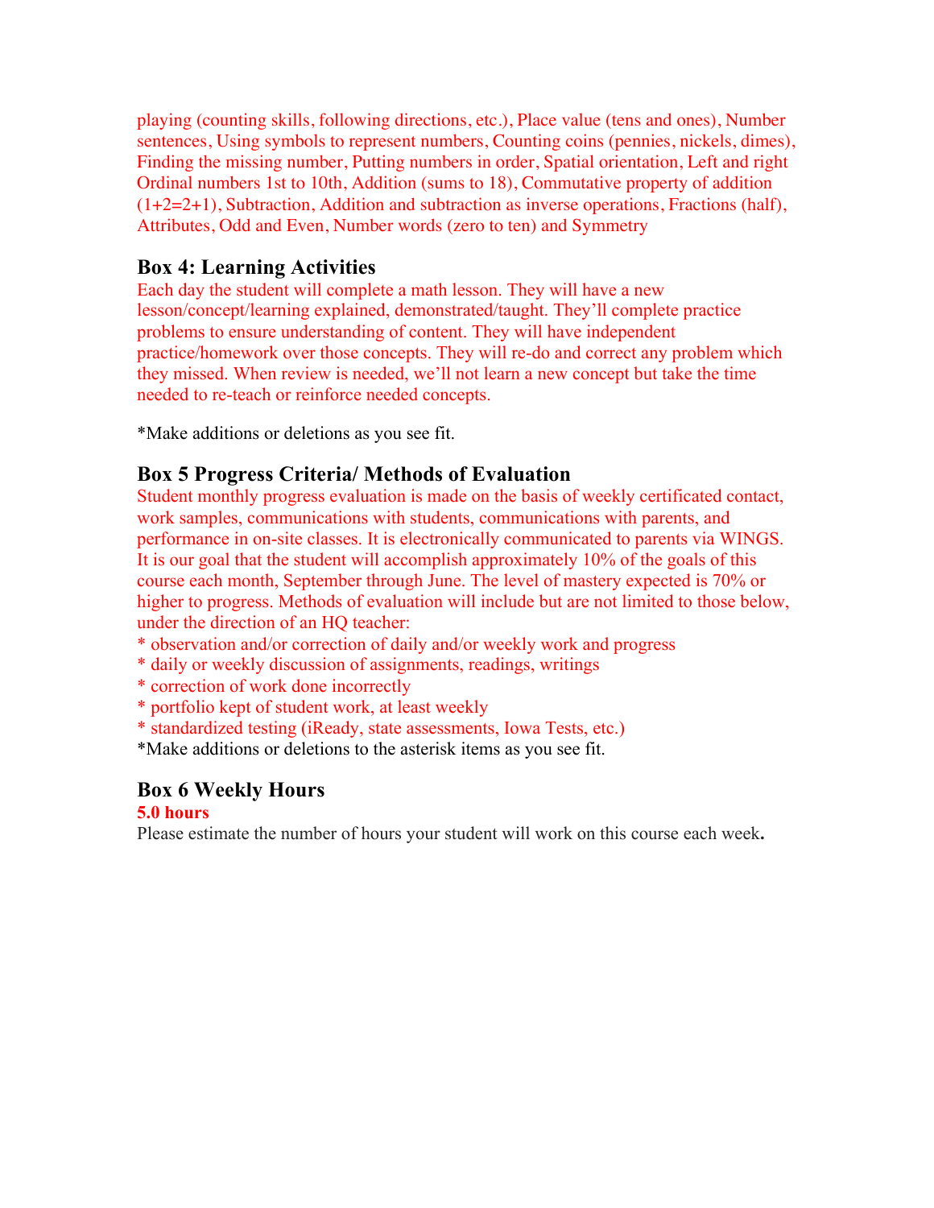playing (counting skills, following directions, etc.), Place value (tens and ones), Number sentences, Using symbols to represent numbers, Counting coins (pennies, nickels, dimes), Finding the missing number, Putting numbers in order, Spatial orientation, Left and right Ordinal numbers 1st to 10th, Addition (sums to 18), Commutative property of addition (1+2=2+1), Subtraction, Addition and subtraction as inverse operations, Fractions (half), Attributes, Odd and Even, Number words (zero to ten) and Symmetry

## Box 4: Learning Activities

Each day the student will complete a math lesson. They will have a new lesson/concept/learning explained, demonstrated/taught. They'll complete practice problems to ensure understanding of content. They will have independent practice/homework over those concepts. They will re-do and correct any problem which they missed. When review is needed, we'll not learn a new concept but take the time needed to re-teach or reinforce needed concepts.

*Make additions or deletions as you see fit.

## Box 5 Progress Criteria/ Methods of Evaluation

Student monthly progress evaluation is made on the basis of weekly certificated contact, work samples, communications with students, communications with parents, and performance in on-site classes. It is electronically communicated to parents via WINGS. It is our goal that the student will accomplish approximately 10% of the goals of this course each month, September through June. The level of mastery expected is 70% or higher to progress. Methods of evaluation will include but are not limited to those below, under the direction of an HQ teacher:

* observation and/or correction of daily and/or weekly work and progress
* daily or weekly discussion of assignments, readings, writings
* correction of work done incorrectly
* portfolio kept of student work, at least weekly
* standardized testing (iReady, state assessments, Iowa Tests, etc.)

*Make additions or deletions to the asterisk items as you see fit.

## Box 6 Weekly Hours

**5.0 hours**

Please estimate the number of hours your student will work on this course each week**.**